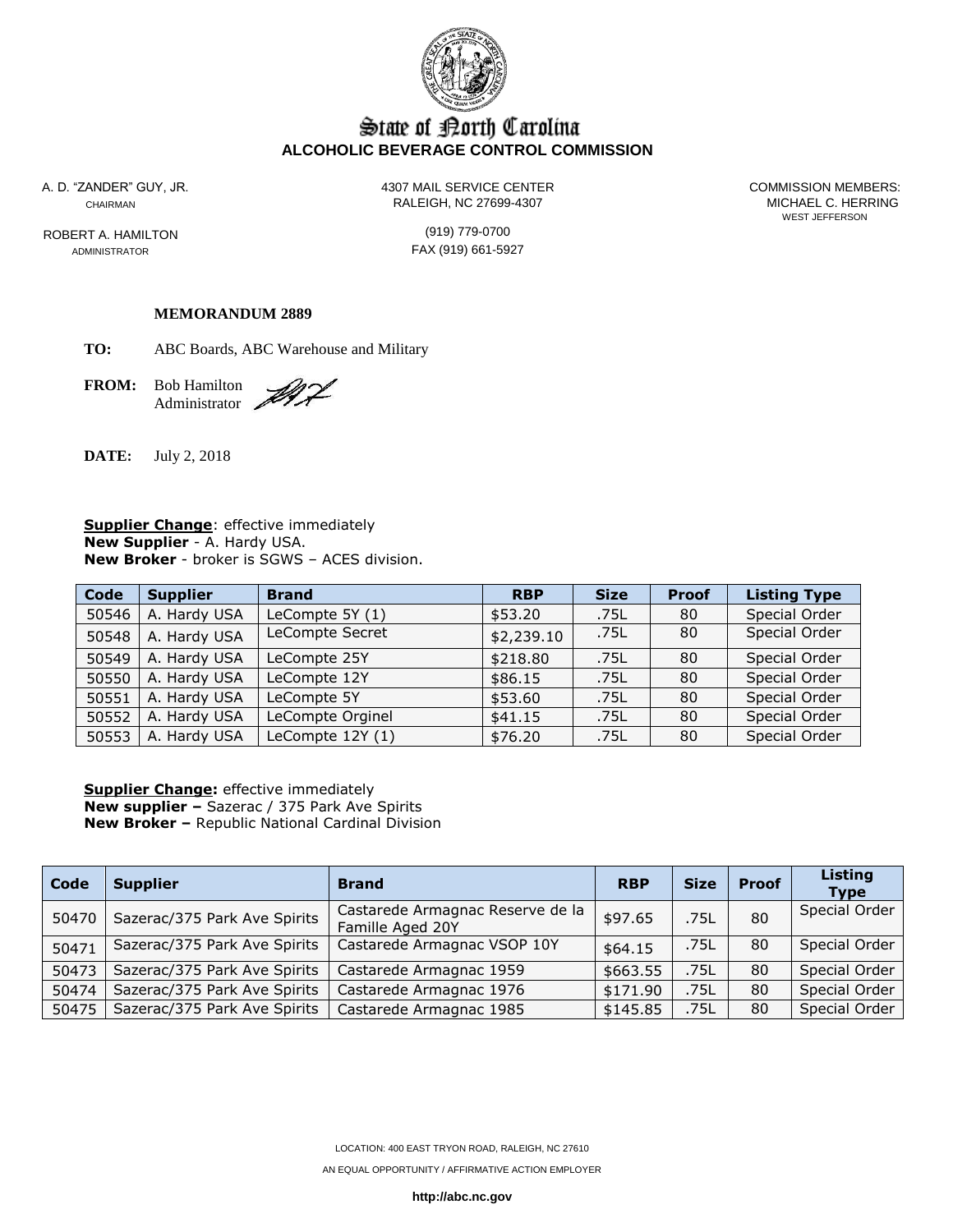# State of North Carolina
**ALCOHOLIC BEVERAGE CONTROL COMMISSION**

A. D. "ZANDER" GUY, JR.
CHAIRMAN

ROBERT A. HAMILTON
ADMINISTRATOR

4307 MAIL SERVICE CENTER
RALEIGH, NC 27699-4307

(919) 779-0700
FAX (919) 661-5927

COMMISSION MEMBERS:
MICHAEL C. HERRING
WEST JEFFERSON

**MEMORANDUM 2889**

**TO:** ABC Boards, ABC Warehouse and Military

**FROM:** Bob Hamilton
Administrator

**DATE:** July 2, 2018

**Supplier Change**: effective immediately
**New Supplier** - A. Hardy USA.
**New Broker** - broker is SGWS – ACES division.

| Code | Supplier | Brand | RBP | Size | Proof | Listing Type |
|---|---|---|---|---|---|---|
| 50546 | A. Hardy USA | LeCompte 5Y (1) | $53.20 | .75L | 80 | Special Order |
| 50548 | A. Hardy USA | LeCompte Secret | $2,239.10 | .75L | 80 | Special Order |
| 50549 | A. Hardy USA | LeCompte 25Y | $218.80 | .75L | 80 | Special Order |
| 50550 | A. Hardy USA | LeCompte 12Y | $86.15 | .75L | 80 | Special Order |
| 50551 | A. Hardy USA | LeCompte 5Y | $53.60 | .75L | 80 | Special Order |
| 50552 | A. Hardy USA | LeCompte Orginel | $41.15 | .75L | 80 | Special Order |
| 50553 | A. Hardy USA | LeCompte 12Y (1) | $76.20 | .75L | 80 | Special Order |

**Supplier Change:** effective immediately
**New supplier –** Sazerac / 375 Park Ave Spirits
**New Broker –** Republic National Cardinal Division

| Code | Supplier | Brand | RBP | Size | Proof | Listing Type |
|---|---|---|---|---|---|---|
| 50470 | Sazerac/375 Park Ave Spirits | Castarede Armagnac Reserve de la Famille Aged 20Y | $97.65 | .75L | 80 | Special Order |
| 50471 | Sazerac/375 Park Ave Spirits | Castarede Armagnac VSOP 10Y | $64.15 | .75L | 80 | Special Order |
| 50473 | Sazerac/375 Park Ave Spirits | Castarede Armagnac 1959 | $663.55 | .75L | 80 | Special Order |
| 50474 | Sazerac/375 Park Ave Spirits | Castarede Armagnac 1976 | $171.90 | .75L | 80 | Special Order |
| 50475 | Sazerac/375 Park Ave Spirits | Castarede Armagnac 1985 | $145.85 | .75L | 80 | Special Order |

LOCATION: 400 EAST TRYON ROAD, RALEIGH, NC 27610

AN EQUAL OPPORTUNITY / AFFIRMATIVE ACTION EMPLOYER

**http://abc.nc.gov**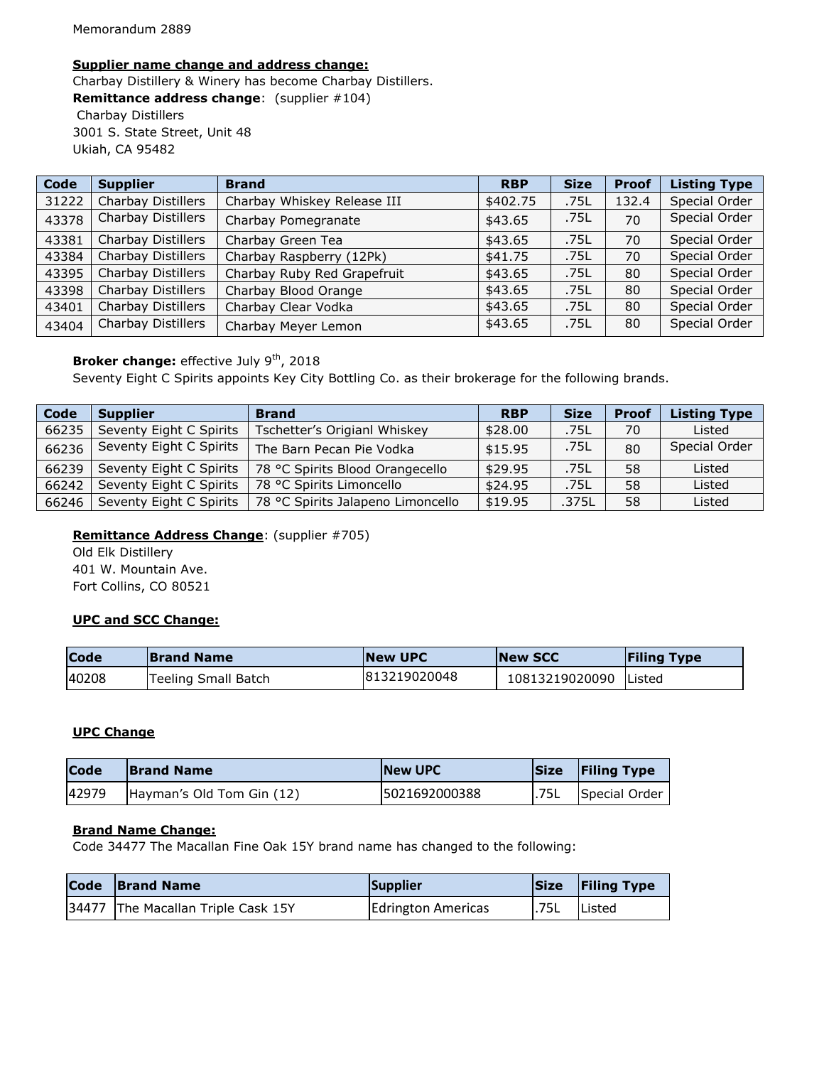Memorandum 2889

**Supplier name change and address change:**

Charbay Distillery & Winery has become Charbay Distillers.

**Remittance address change**: (supplier #104)

Charbay Distillers
3001 S. State Street, Unit 48
Ukiah, CA 95482

| Code | Supplier | Brand | RBP | Size | Proof | Listing Type |
|---|---|---|---|---|---|---|
| 31222 | Charbay Distillers | Charbay Whiskey Release III | $402.75 | .75L | 132.4 | Special Order |
| 43378 | Charbay Distillers | Charbay Pomegranate | $43.65 | .75L | 70 | Special Order |
| 43381 | Charbay Distillers | Charbay Green Tea | $43.65 | .75L | 70 | Special Order |
| 43384 | Charbay Distillers | Charbay Raspberry (12Pk) | $41.75 | .75L | 70 | Special Order |
| 43395 | Charbay Distillers | Charbay Ruby Red Grapefruit | $43.65 | .75L | 80 | Special Order |
| 43398 | Charbay Distillers | Charbay Blood Orange | $43.65 | .75L | 80 | Special Order |
| 43401 | Charbay Distillers | Charbay Clear Vodka | $43.65 | .75L | 80 | Special Order |
| 43404 | Charbay Distillers | Charbay Meyer Lemon | $43.65 | .75L | 80 | Special Order |

**Broker change:** effective July 9th, 2018

Seventy Eight C Spirits appoints Key City Bottling Co. as their brokerage for the following brands.

| Code | Supplier | Brand | RBP | Size | Proof | Listing Type |
|---|---|---|---|---|---|---|
| 66235 | Seventy Eight C Spirits | Tschetter's Origianl Whiskey | $28.00 | .75L | 70 | Listed |
| 66236 | Seventy Eight C Spirits | The Barn Pecan Pie Vodka | $15.95 | .75L | 80 | Special Order |
| 66239 | Seventy Eight C Spirits | 78 °C Spirits Blood Orangecello | $29.95 | .75L | 58 | Listed |
| 66242 | Seventy Eight C Spirits | 78 °C Spirits Limoncello | $24.95 | .75L | 58 | Listed |
| 66246 | Seventy Eight C Spirits | 78 °C Spirits Jalapeno Limoncello | $19.95 | .375L | 58 | Listed |

**Remittance Address Change**: (supplier #705)

Old Elk Distillery
401 W. Mountain Ave.
Fort Collins, CO 80521

**UPC and SCC Change:**

| Code | Brand Name | New UPC | New SCC | Filing Type |
|---|---|---|---|---|
| 40208 | Teeling Small Batch | 813219020048 | 10813219020090 | Listed |

**UPC Change**

| Code | Brand Name | New UPC | Size | Filing Type |
|---|---|---|---|---|
| 42979 | Hayman's Old Tom Gin (12) | 5021692000388 | .75L | Special Order |

**Brand Name Change:**

Code 34477 The Macallan Fine Oak 15Y brand name has changed to the following:

| Code | Brand Name | Supplier | Size | Filing Type |
|---|---|---|---|---|
| 34477 | The Macallan Triple Cask 15Y | Edrington Americas | .75L | Listed |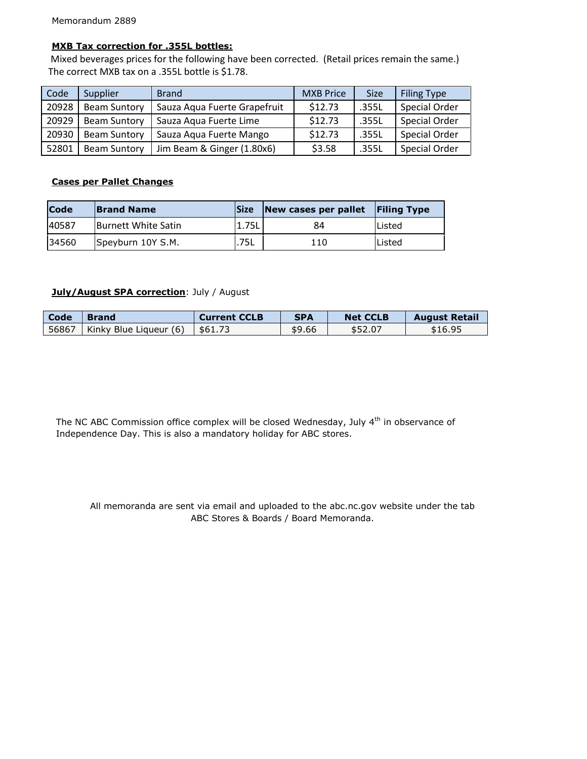Memorandum 2889

**MXB Tax correction for .355L bottles:**

Mixed beverages prices for the following have been corrected. (Retail prices remain the same.)
The correct MXB tax on a .355L bottle is $1.78.

| Code | Supplier | Brand | MXB Price | Size | Filing Type |
|---|---|---|---|---|---|
| 20928 | Beam Suntory | Sauza Aqua Fuerte Grapefruit | $12.73 | .355L | Special Order |
| 20929 | Beam Suntory | Sauza Aqua Fuerte Lime | $12.73 | .355L | Special Order |
| 20930 | Beam Suntory | Sauza Aqua Fuerte Mango | $12.73 | .355L | Special Order |
| 52801 | Beam Suntory | Jim Beam & Ginger (1.80x6) | $3.58 | .355L | Special Order |

**Cases per Pallet Changes**

| Code | Brand Name | Size | New cases per pallet | Filing Type |
|---|---|---|---|---|
| 40587 | Burnett White Satin | 1.75L | 84 | Listed |
| 34560 | Speyburn 10Y S.M. | .75L | 110 | Listed |

**July/August SPA correction**: July / August

| Code | Brand | Current CCLB | SPA | Net CCLB | August Retail |
|---|---|---|---|---|---|
| 56867 | Kinky Blue Liqueur (6) | $61.73 | $9.66 | $52.07 | $16.95 |

The NC ABC Commission office complex will be closed Wednesday, July 4th in observance of Independence Day. This is also a mandatory holiday for ABC stores.

All memoranda are sent via email and uploaded to the abc.nc.gov website under the tab ABC Stores & Boards / Board Memoranda.